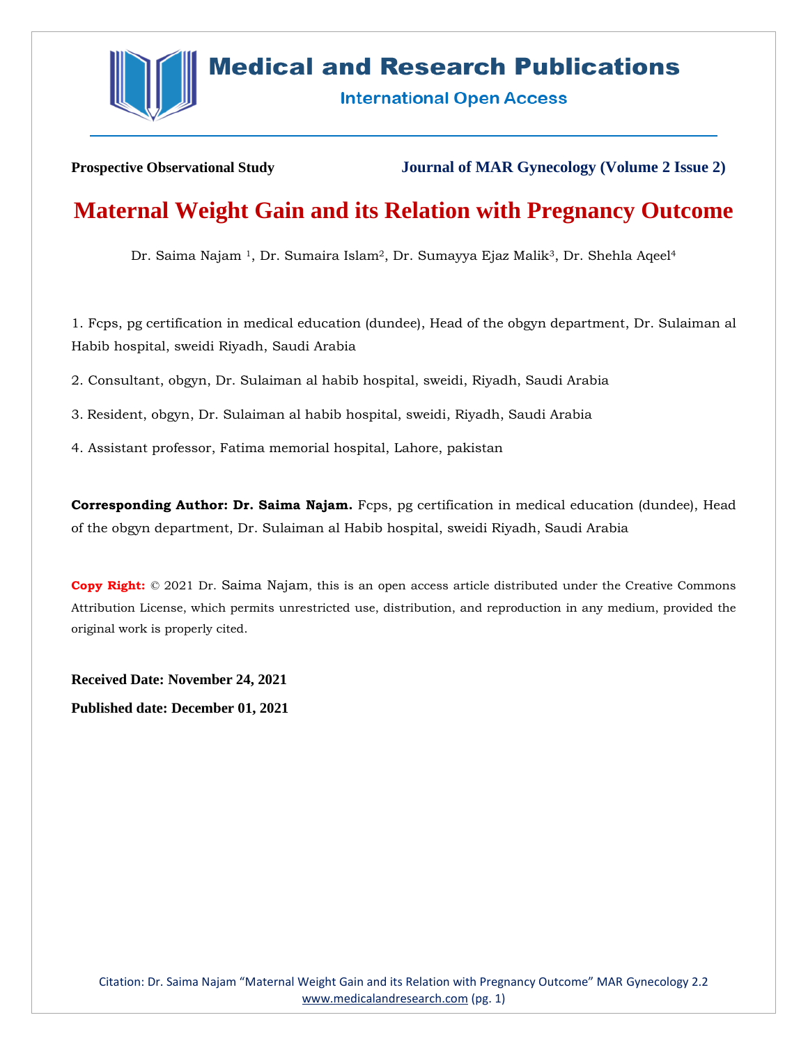Medical and Research Publications

International Open Access

**Prospective Observational Study** **Journal of MAR Gynecology (Volume 2 Issue 2)**

# Maternal Weight Gain and its Relation with Pregnancy Outcome

Dr. Saima Najam [1], Dr. Sumaira Islam[2], Dr. Sumayya Ejaz Malik[3], Dr. Shehla Aqeel[4]

1. Fcps, pg certification in medical education (dundee), Head of the obgyn department, Dr. Sulaiman al Habib hospital, sweidi Riyadh, Saudi Arabia

2. Consultant, obgyn, Dr. Sulaiman al habib hospital, sweidi, Riyadh, Saudi Arabia

3. Resident, obgyn, Dr. Sulaiman al habib hospital, sweidi, Riyadh, Saudi Arabia

4. Assistant professor, Fatima memorial hospital, Lahore, pakistan

**Corresponding Author: Dr. Saima Najam.** Fcps, pg certification in medical education (dundee), Head of the obgyn department, Dr. Sulaiman al Habib hospital, sweidi Riyadh, Saudi Arabia

**Copy Right:** © 2021 Dr. Saima Najam, this is an open access article distributed under the Creative Commons Attribution License, which permits unrestricted use, distribution, and reproduction in any medium, provided the original work is properly cited.

**Received Date: November 24, 2021**

**Published date: December 01, 2021**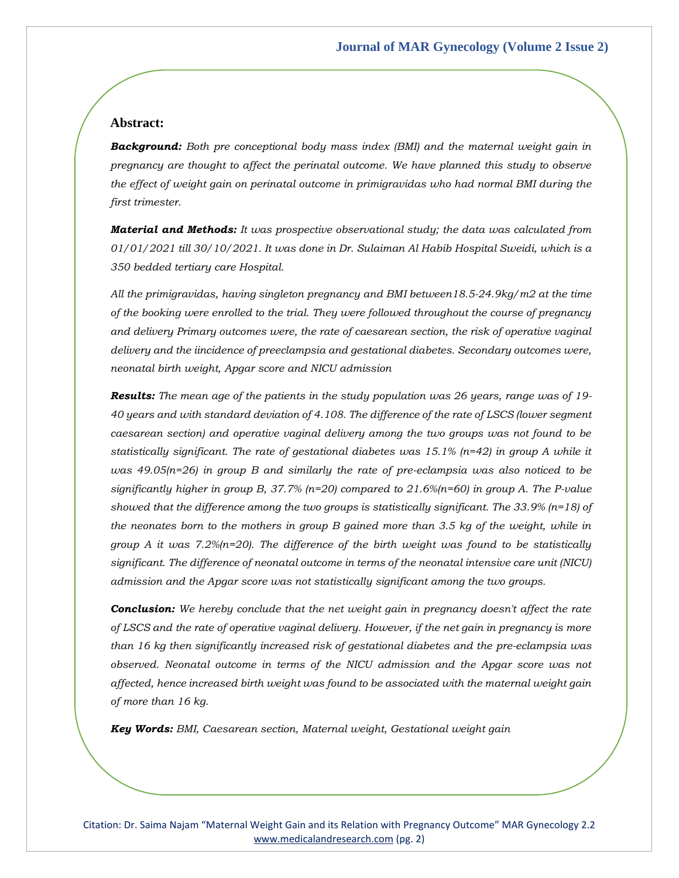## Abstract:

***Background:*** *Both pre conceptional body mass index (BMI) and the maternal weight gain in pregnancy are thought to affect the perinatal outcome. We have planned this study to observe the effect of weight gain on perinatal outcome in primigravidas who had normal BMI during the first trimester.*

***Material and Methods:*** *It was prospective observational study; the data was calculated from 01/01/2021 till 30/10/2021. It was done in Dr. Sulaiman Al Habib Hospital Sweidi, which is a 350 bedded tertiary care Hospital.*

*All the primigravidas, having singleton pregnancy and BMI between18.5-24.9kg/m2 at the time of the booking were enrolled to the trial. They were followed throughout the course of pregnancy and delivery Primary outcomes were, the rate of caesarean section, the risk of operative vaginal delivery and the iincidence of preeclampsia and gestational diabetes. Secondary outcomes were, neonatal birth weight, Apgar score and NICU admission*

***Results:*** *The mean age of the patients in the study population was 26 years, range was of 19-40 years and with standard deviation of 4.108. The difference of the rate of LSCS (lower segment caesarean section) and operative vaginal delivery among the two groups was not found to be statistically significant. The rate of gestational diabetes was 15.1% (n=42) in group A while it was 49.05(n=26) in group B and similarly the rate of pre-eclampsia was also noticed to be significantly higher in group B, 37.7% (n=20) compared to 21.6%(n=60) in group A. The P-value showed that the difference among the two groups is statistically significant. The 33.9% (n=18) of the neonates born to the mothers in group B gained more than 3.5 kg of the weight, while in group A it was 7.2%(n=20). The difference of the birth weight was found to be statistically significant. The difference of neonatal outcome in terms of the neonatal intensive care unit (NICU) admission and the Apgar score was not statistically significant among the two groups.*

***Conclusion:*** *We hereby conclude that the net weight gain in pregnancy doesn't affect the rate of LSCS and the rate of operative vaginal delivery. However, if the net gain in pregnancy is more than 16 kg then significantly increased risk of gestational diabetes and the pre-eclampsia was observed. Neonatal outcome in terms of the NICU admission and the Apgar score was not affected, hence increased birth weight was found to be associated with the maternal weight gain of more than 16 kg.*

***Key Words:*** *BMI, Caesarean section, Maternal weight, Gestational weight gain*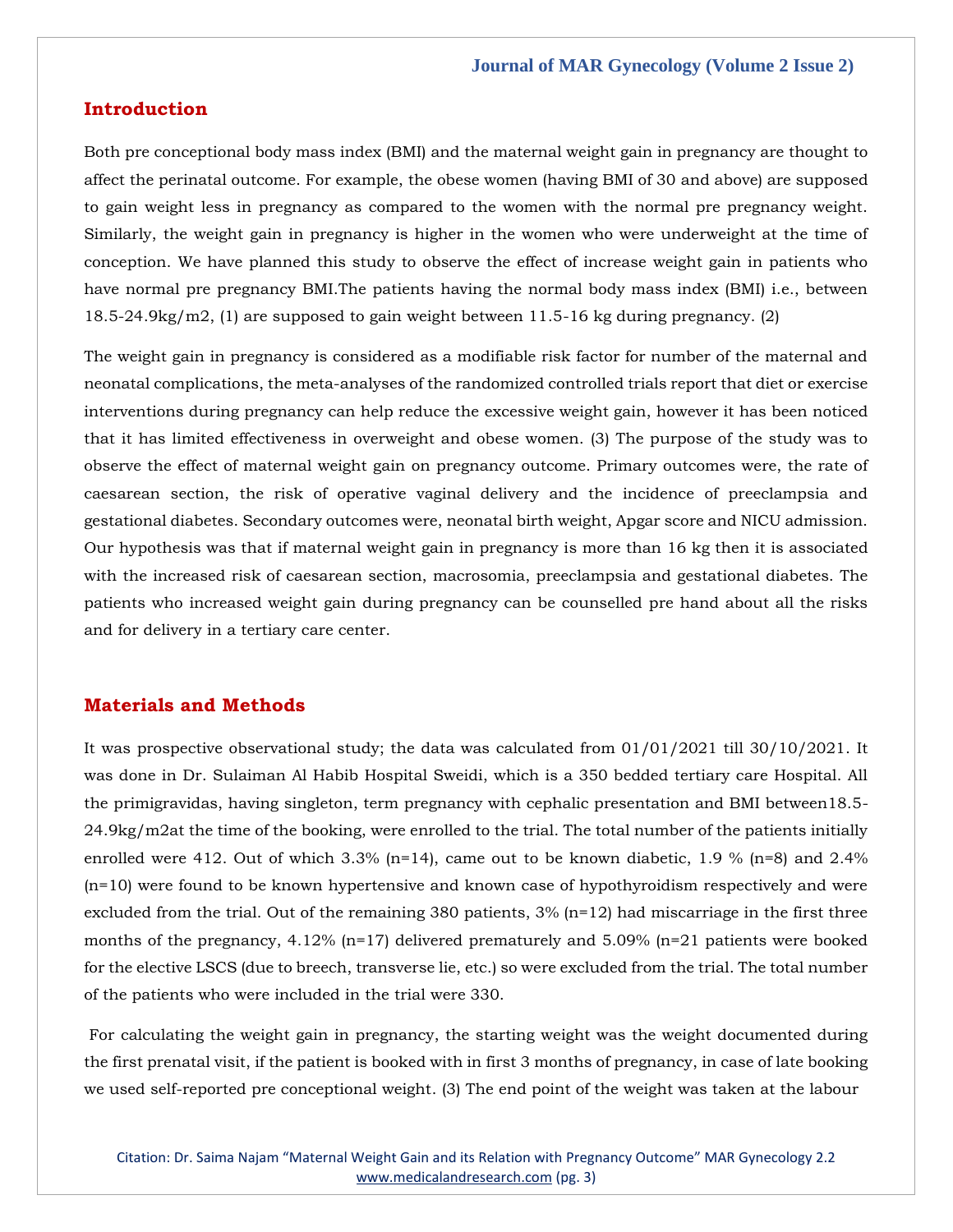## Introduction

Both pre conceptional body mass index (BMI) and the maternal weight gain in pregnancy are thought to affect the perinatal outcome. For example, the obese women (having BMI of 30 and above) are supposed to gain weight less in pregnancy as compared to the women with the normal pre pregnancy weight. Similarly, the weight gain in pregnancy is higher in the women who were underweight at the time of conception. We have planned this study to observe the effect of increase weight gain in patients who have normal pre pregnancy BMI.The patients having the normal body mass index (BMI) i.e., between 18.5-24.9kg/m2, (1) are supposed to gain weight between 11.5-16 kg during pregnancy. (2)

The weight gain in pregnancy is considered as a modifiable risk factor for number of the maternal and neonatal complications, the meta-analyses of the randomized controlled trials report that diet or exercise interventions during pregnancy can help reduce the excessive weight gain, however it has been noticed that it has limited effectiveness in overweight and obese women. (3) The purpose of the study was to observe the effect of maternal weight gain on pregnancy outcome. Primary outcomes were, the rate of caesarean section, the risk of operative vaginal delivery and the incidence of preeclampsia and gestational diabetes. Secondary outcomes were, neonatal birth weight, Apgar score and NICU admission. Our hypothesis was that if maternal weight gain in pregnancy is more than 16 kg then it is associated with the increased risk of caesarean section, macrosomia, preeclampsia and gestational diabetes. The patients who increased weight gain during pregnancy can be counselled pre hand about all the risks and for delivery in a tertiary care center.

## Materials and Methods

It was prospective observational study; the data was calculated from 01/01/2021 till 30/10/2021. It was done in Dr. Sulaiman Al Habib Hospital Sweidi, which is a 350 bedded tertiary care Hospital. All the primigravidas, having singleton, term pregnancy with cephalic presentation and BMI between18.5-24.9kg/m2at the time of the booking, were enrolled to the trial. The total number of the patients initially enrolled were 412. Out of which 3.3% (n=14), came out to be known diabetic, 1.9 % (n=8) and 2.4% (n=10) were found to be known hypertensive and known case of hypothyroidism respectively and were excluded from the trial. Out of the remaining 380 patients, 3% (n=12) had miscarriage in the first three months of the pregnancy, 4.12% (n=17) delivered prematurely and 5.09% (n=21 patients were booked for the elective LSCS (due to breech, transverse lie, etc.) so were excluded from the trial. The total number of the patients who were included in the trial were 330.

For calculating the weight gain in pregnancy, the starting weight was the weight documented during the first prenatal visit, if the patient is booked with in first 3 months of pregnancy, in case of late booking we used self-reported pre conceptional weight. (3) The end point of the weight was taken at the labour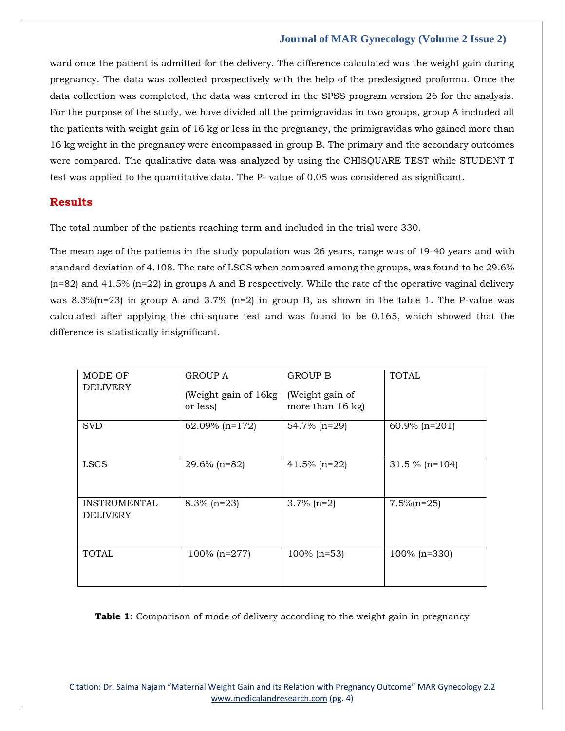ward once the patient is admitted for the delivery. The difference calculated was the weight gain during pregnancy. The data was collected prospectively with the help of the predesigned proforma. Once the data collection was completed, the data was entered in the SPSS program version 26 for the analysis. For the purpose of the study, we have divided all the primigravidas in two groups, group A included all the patients with weight gain of 16 kg or less in the pregnancy, the primigravidas who gained more than 16 kg weight in the pregnancy were encompassed in group B. The primary and the secondary outcomes were compared. The qualitative data was analyzed by using the CHISQUARE TEST while STUDENT T test was applied to the quantitative data. The P- value of 0.05 was considered as significant.

## Results

The total number of the patients reaching term and included in the trial were 330.

The mean age of the patients in the study population was 26 years, range was of 19-40 years and with standard deviation of 4.108. The rate of LSCS when compared among the groups, was found to be 29.6% (n=82) and 41.5% (n=22) in groups A and B respectively. While the rate of the operative vaginal delivery was 8.3%(n=23) in group A and 3.7% (n=2) in group B, as shown in the table 1. The P-value was calculated after applying the chi-square test and was found to be 0.165, which showed that the difference is statistically insignificant.

| MODE OF DELIVERY | GROUP A (Weight gain of 16kg or less) | GROUP B (Weight gain of more than 16 kg) | TOTAL |
|---|---|---|---|
| SVD | 62.09% (n=172) | 54.7% (n=29) | 60.9% (n=201) |
| LSCS | 29.6% (n=82) | 41.5% (n=22) | 31.5 % (n=104) |
| INSTRUMENTAL DELIVERY | 8.3% (n=23) | 3.7% (n=2) | 7.5%(n=25) |
| TOTAL | 100% (n=277) | 100% (n=53) | 100% (n=330) |

**Table 1:** Comparison of mode of delivery according to the weight gain in pregnancy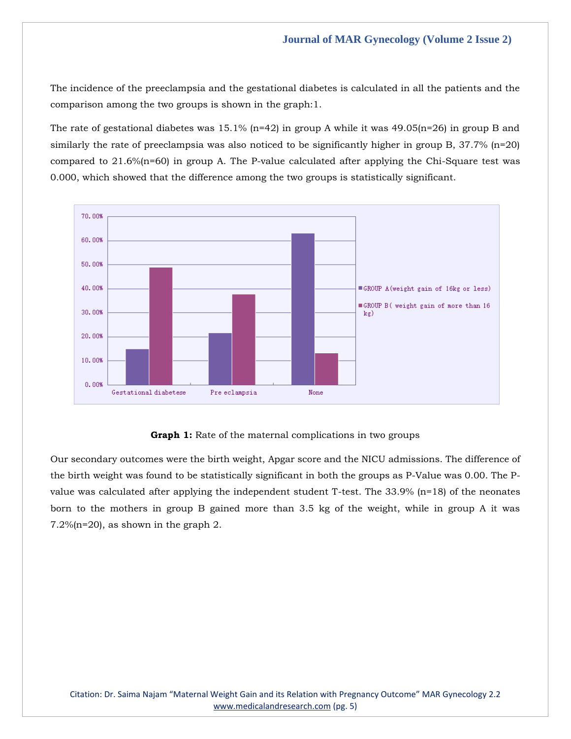The incidence of the preeclampsia and the gestational diabetes is calculated in all the patients and the comparison among the two groups is shown in the graph:1.

The rate of gestational diabetes was 15.1% (n=42) in group A while it was 49.05(n=26) in group B and similarly the rate of preeclampsia was also noticed to be significantly higher in group B, 37.7% (n=20) compared to 21.6%(n=60) in group A. The P-value calculated after applying the Chi-Square test was 0.000, which showed that the difference among the two groups is statistically significant.

**Graph 1:** Rate of the maternal complications in two groups

Our secondary outcomes were the birth weight, Apgar score and the NICU admissions. The difference of the birth weight was found to be statistically significant in both the groups as P-Value was 0.00. The P-value was calculated after applying the independent student T-test. The 33.9% (n=18) of the neonates born to the mothers in group B gained more than 3.5 kg of the weight, while in group A it was 7.2%(n=20), as shown in the graph 2.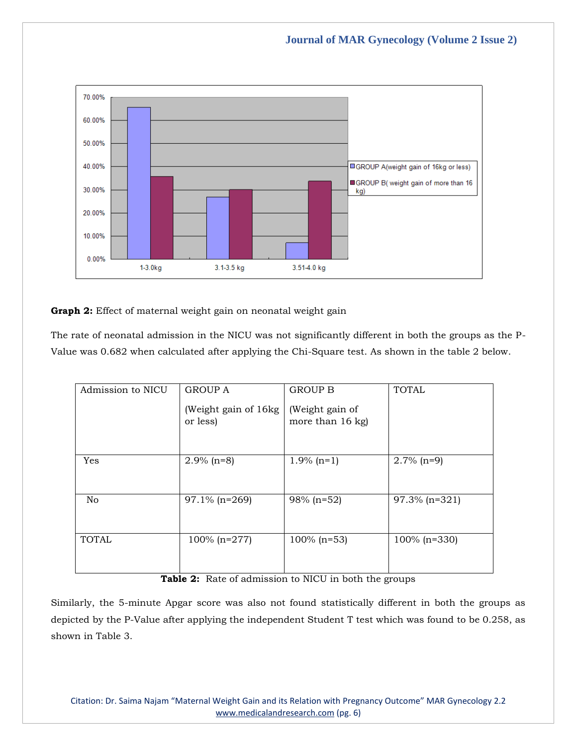**Graph 2:** Effect of maternal weight gain on neonatal weight gain

The rate of neonatal admission in the NICU was not significantly different in both the groups as the P-Value was 0.682 when calculated after applying the Chi-Square test. As shown in the table 2 below.

| Admission to NICU | GROUP A (Weight gain of 16kg or less) | GROUP B (Weight gain of more than 16 kg) | TOTAL |
|---|---|---|---|
| Yes | 2.9% (n=8) | 1.9% (n=1) | 2.7% (n=9) |
| No | 97.1% (n=269) | 98% (n=52) | 97.3% (n=321) |
| TOTAL | 100% (n=277) | 100% (n=53) | 100% (n=330) |

**Table 2:** Rate of admission to NICU in both the groups

Similarly, the 5-minute Apgar score was also not found statistically different in both the groups as depicted by the P-Value after applying the independent Student T test which was found to be 0.258, as shown in Table 3.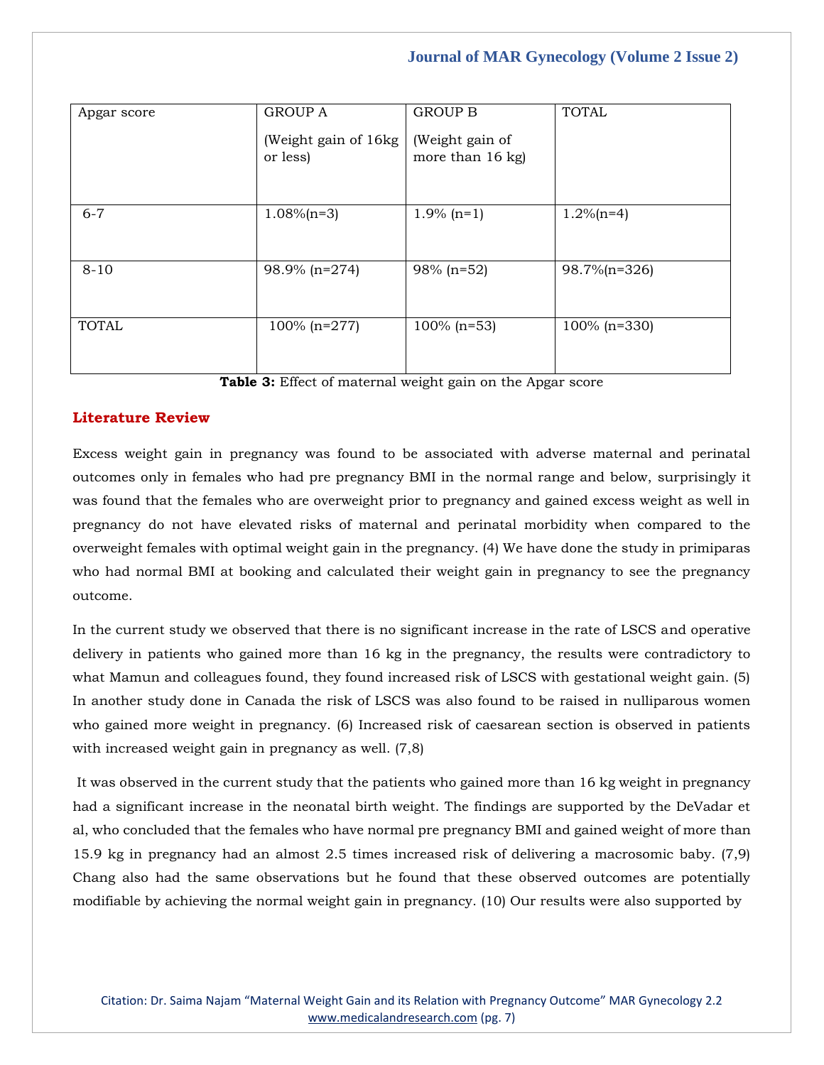| Apgar score | GROUP A (Weight gain of 16kg or less) | GROUP B (Weight gain of more than 16 kg) | TOTAL |
|---|---|---|---|
| 6-7 | 1.08%(n=3) | 1.9% (n=1) | 1.2%(n=4) |
| 8-10 | 98.9% (n=274) | 98% (n=52) | 98.7%(n=326) |
| TOTAL | 100% (n=277) | 100% (n=53) | 100% (n=330) |

**Table 3:** Effect of maternal weight gain on the Apgar score

## Literature Review

Excess weight gain in pregnancy was found to be associated with adverse maternal and perinatal outcomes only in females who had pre pregnancy BMI in the normal range and below, surprisingly it was found that the females who are overweight prior to pregnancy and gained excess weight as well in pregnancy do not have elevated risks of maternal and perinatal morbidity when compared to the overweight females with optimal weight gain in the pregnancy. (4) We have done the study in primiparas who had normal BMI at booking and calculated their weight gain in pregnancy to see the pregnancy outcome.

In the current study we observed that there is no significant increase in the rate of LSCS and operative delivery in patients who gained more than 16 kg in the pregnancy, the results were contradictory to what Mamun and colleagues found, they found increased risk of LSCS with gestational weight gain. (5) In another study done in Canada the risk of LSCS was also found to be raised in nulliparous women who gained more weight in pregnancy. (6) Increased risk of caesarean section is observed in patients with increased weight gain in pregnancy as well. (7,8)

It was observed in the current study that the patients who gained more than 16 kg weight in pregnancy had a significant increase in the neonatal birth weight. The findings are supported by the DeVadar et al, who concluded that the females who have normal pre pregnancy BMI and gained weight of more than 15.9 kg in pregnancy had an almost 2.5 times increased risk of delivering a macrosomic baby. (7,9) Chang also had the same observations but he found that these observed outcomes are potentially modifiable by achieving the normal weight gain in pregnancy. (10) Our results were also supported by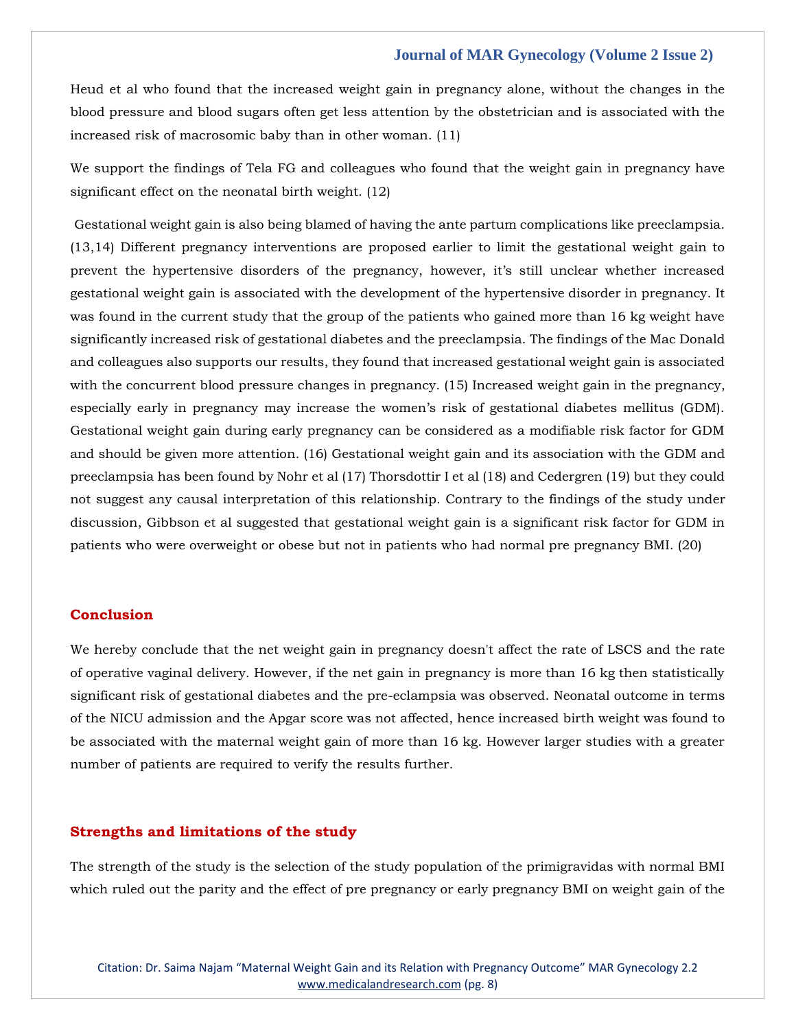Heud et al who found that the increased weight gain in pregnancy alone, without the changes in the blood pressure and blood sugars often get less attention by the obstetrician and is associated with the increased risk of macrosomic baby than in other woman. (11)

We support the findings of Tela FG and colleagues who found that the weight gain in pregnancy have significant effect on the neonatal birth weight. (12)

Gestational weight gain is also being blamed of having the ante partum complications like preeclampsia. (13,14) Different pregnancy interventions are proposed earlier to limit the gestational weight gain to prevent the hypertensive disorders of the pregnancy, however, it's still unclear whether increased gestational weight gain is associated with the development of the hypertensive disorder in pregnancy. It was found in the current study that the group of the patients who gained more than 16 kg weight have significantly increased risk of gestational diabetes and the preeclampsia. The findings of the Mac Donald and colleagues also supports our results, they found that increased gestational weight gain is associated with the concurrent blood pressure changes in pregnancy. (15) Increased weight gain in the pregnancy, especially early in pregnancy may increase the women's risk of gestational diabetes mellitus (GDM). Gestational weight gain during early pregnancy can be considered as a modifiable risk factor for GDM and should be given more attention. (16) Gestational weight gain and its association with the GDM and preeclampsia has been found by Nohr et al (17) Thorsdottir I et al (18) and Cedergren (19) but they could not suggest any causal interpretation of this relationship. Contrary to the findings of the study under discussion, Gibbson et al suggested that gestational weight gain is a significant risk factor for GDM in patients who were overweight or obese but not in patients who had normal pre pregnancy BMI. (20)

## Conclusion

We hereby conclude that the net weight gain in pregnancy doesn't affect the rate of LSCS and the rate of operative vaginal delivery. However, if the net gain in pregnancy is more than 16 kg then statistically significant risk of gestational diabetes and the pre-eclampsia was observed. Neonatal outcome in terms of the NICU admission and the Apgar score was not affected, hence increased birth weight was found to be associated with the maternal weight gain of more than 16 kg. However larger studies with a greater number of patients are required to verify the results further.

## Strengths and limitations of the study

The strength of the study is the selection of the study population of the primigravidas with normal BMI which ruled out the parity and the effect of pre pregnancy or early pregnancy BMI on weight gain of the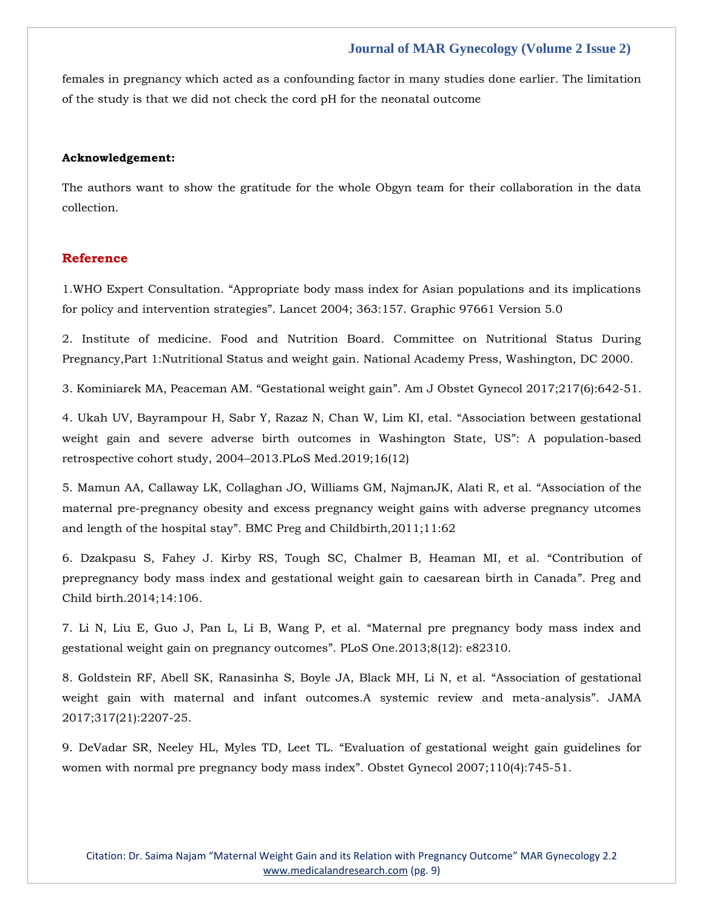females in pregnancy which acted as a confounding factor in many studies done earlier. The limitation of the study is that we did not check the cord pH for the neonatal outcome

**Acknowledgement:**

The authors want to show the gratitude for the whole Obgyn team for their collaboration in the data collection.

## Reference

1.WHO Expert Consultation. "Appropriate body mass index for Asian populations and its implications for policy and intervention strategies". Lancet 2004; 363:157. Graphic 97661 Version 5.0

2. Institute of medicine. Food and Nutrition Board. Committee on Nutritional Status During Pregnancy,Part 1:Nutritional Status and weight gain. National Academy Press, Washington, DC 2000.

3. Kominiarek MA, Peaceman AM. "Gestational weight gain". Am J Obstet Gynecol 2017;217(6):642-51.

4. Ukah UV, Bayrampour H, Sabr Y, Razaz N, Chan W, Lim KI, etal. "Association between gestational weight gain and severe adverse birth outcomes in Washington State, US": A population-based retrospective cohort study, 2004–2013.PLoS Med.2019;16(12)

5. Mamun AA, Callaway LK, Collaghan JO, Williams GM, NajmanJK, Alati R, et al. "Association of the maternal pre-pregnancy obesity and excess pregnancy weight gains with adverse pregnancy utcomes and length of the hospital stay". BMC Preg and Childbirth,2011;11:62

6. Dzakpasu S, Fahey J. Kirby RS, Tough SC, Chalmer B, Heaman MI, et al. "Contribution of prepregnancy body mass index and gestational weight gain to caesarean birth in Canada". Preg and Child birth.2014;14:106.

7. Li N, Liu E, Guo J, Pan L, Li B, Wang P, et al. "Maternal pre pregnancy body mass index and gestational weight gain on pregnancy outcomes". PLoS One.2013;8(12): e82310.

8. Goldstein RF, Abell SK, Ranasinha S, Boyle JA, Black MH, Li N, et al. "Association of gestational weight gain with maternal and infant outcomes.A systemic review and meta-analysis". JAMA 2017;317(21):2207-25.

9. DeVadar SR, Neeley HL, Myles TD, Leet TL. "Evaluation of gestational weight gain guidelines for women with normal pre pregnancy body mass index". Obstet Gynecol 2007;110(4):745-51.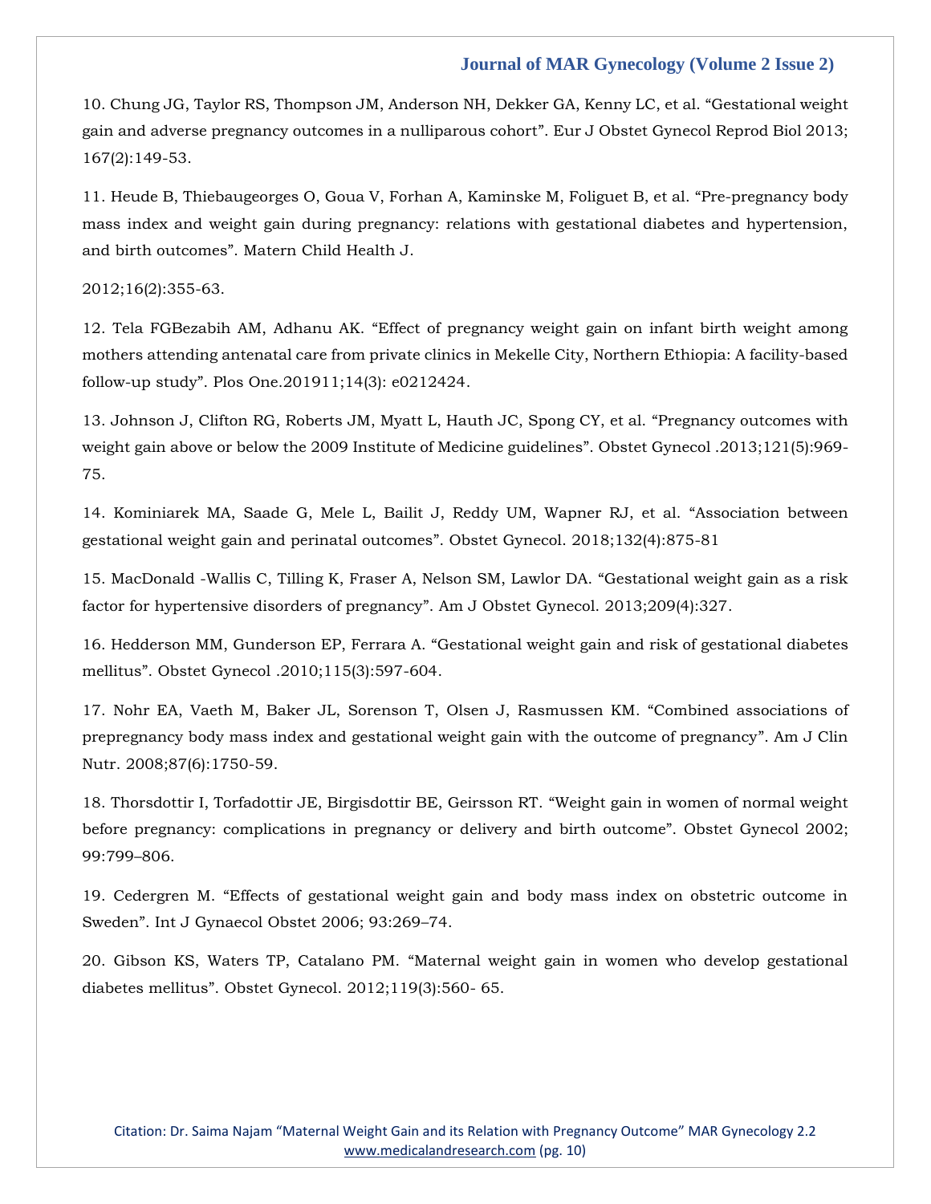10. Chung JG, Taylor RS, Thompson JM, Anderson NH, Dekker GA, Kenny LC, et al. "Gestational weight gain and adverse pregnancy outcomes in a nulliparous cohort". Eur J Obstet Gynecol Reprod Biol 2013; 167(2):149-53.

11. Heude B, Thiebaugeorges O, Goua V, Forhan A, Kaminske M, Foliguet B, et al. "Pre-pregnancy body mass index and weight gain during pregnancy: relations with gestational diabetes and hypertension, and birth outcomes". Matern Child Health J.

2012;16(2):355-63.

12. Tela FGBezabih AM, Adhanu AK. "Effect of pregnancy weight gain on infant birth weight among mothers attending antenatal care from private clinics in Mekelle City, Northern Ethiopia: A facility-based follow-up study". Plos One.201911;14(3): e0212424.

13. Johnson J, Clifton RG, Roberts JM, Myatt L, Hauth JC, Spong CY, et al. "Pregnancy outcomes with weight gain above or below the 2009 Institute of Medicine guidelines". Obstet Gynecol .2013;121(5):969-75.

14. Kominiarek MA, Saade G, Mele L, Bailit J, Reddy UM, Wapner RJ, et al. "Association between gestational weight gain and perinatal outcomes". Obstet Gynecol. 2018;132(4):875-81

15. MacDonald -Wallis C, Tilling K, Fraser A, Nelson SM, Lawlor DA. "Gestational weight gain as a risk factor for hypertensive disorders of pregnancy". Am J Obstet Gynecol. 2013;209(4):327.

16. Hedderson MM, Gunderson EP, Ferrara A. "Gestational weight gain and risk of gestational diabetes mellitus". Obstet Gynecol .2010;115(3):597-604.

17. Nohr EA, Vaeth M, Baker JL, Sorenson T, Olsen J, Rasmussen KM. "Combined associations of prepregnancy body mass index and gestational weight gain with the outcome of pregnancy". Am J Clin Nutr. 2008;87(6):1750-59.

18. Thorsdottir I, Torfadottir JE, Birgisdottir BE, Geirsson RT. "Weight gain in women of normal weight before pregnancy: complications in pregnancy or delivery and birth outcome". Obstet Gynecol 2002; 99:799–806.

19. Cedergren M. "Effects of gestational weight gain and body mass index on obstetric outcome in Sweden". Int J Gynaecol Obstet 2006; 93:269–74.

20. Gibson KS, Waters TP, Catalano PM. "Maternal weight gain in women who develop gestational diabetes mellitus". Obstet Gynecol. 2012;119(3):560- 65.